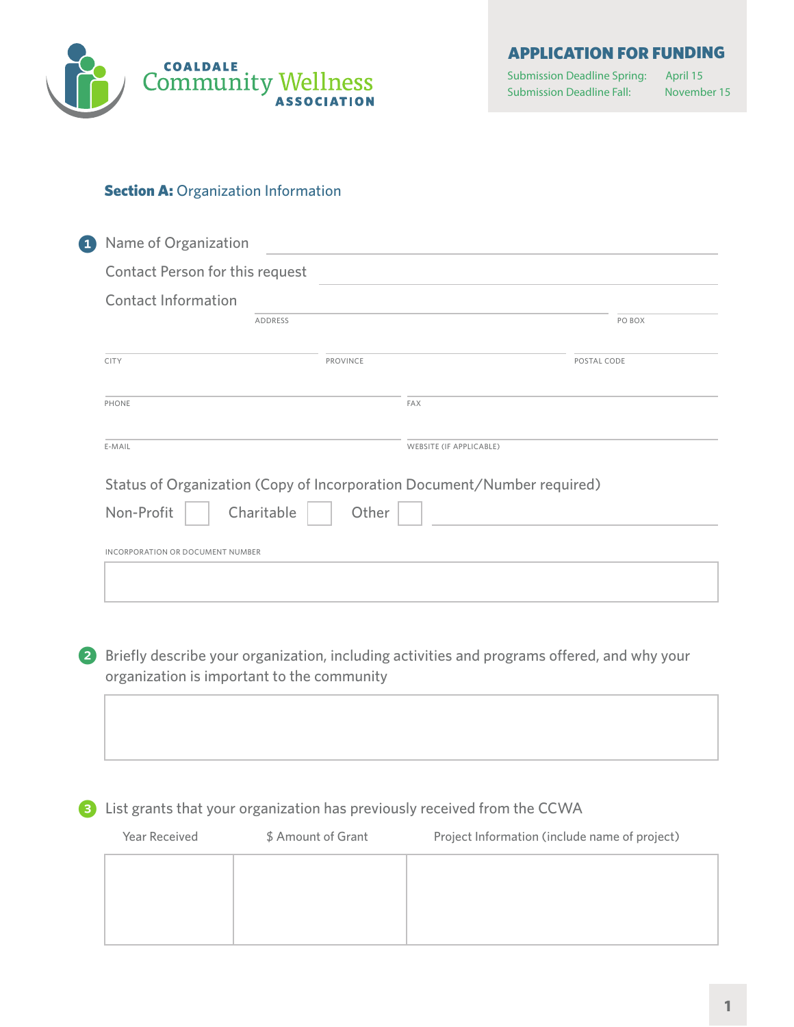COALDALE Community Wellness ASSOCIATION

# APPLICATION FOR FUNDING

Submission Deadline Spring: April 15
Submission Deadline Fall: November 15

## Section A: Organization Information

1. Name of Organization ____________________

   Contact Person for this request ____________________

   Contact Information

   ADDRESS ____________________ PO BOX ____________________

   CITY ____________________ PROVINCE ____________________ POSTAL CODE ____________________

   PHONE ____________________ FAX ____________________

   E-MAIL ____________________ WEBSITE (IF APPLICABLE) ____________________

   Status of Organization (Copy of Incorporation Document/Number required)

   Non-Profit ☐ Charitable ☐ Other ☐ ____________________

   INCORPORATION OR DOCUMENT NUMBER

   ____________________

2. Briefly describe your organization, including activities and programs offered, and why your organization is important to the community

   ____________________

3. List grants that your organization has previously received from the CCWA

| Year Received | $ Amount of Grant | Project Information (include name of project) |
|---|---|---|
| | | |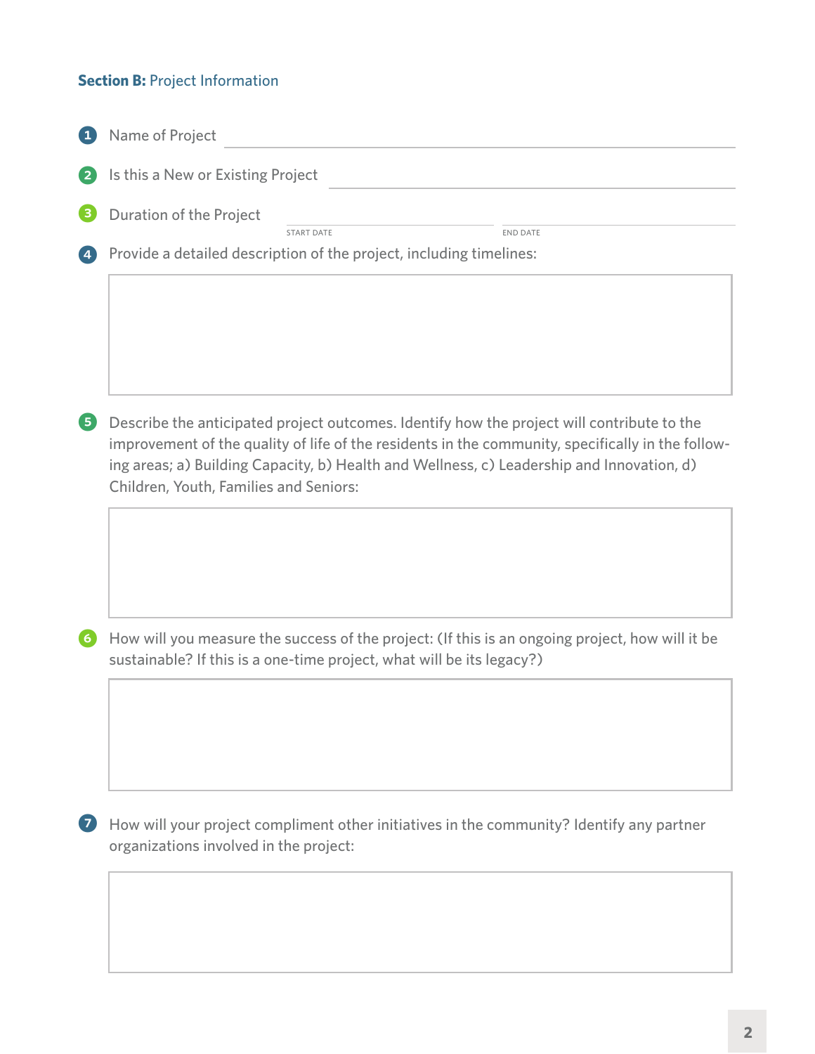**Section B:** Project Information

1. Name of Project

2. Is this a New or Existing Project

3. Duration of the Project

   START DATE | END DATE

4. Provide a detailed description of the project, including timelines:

5. Describe the anticipated project outcomes. Identify how the project will contribute to the improvement of the quality of life of the residents in the community, specifically in the following areas; a) Building Capacity, b) Health and Wellness, c) Leadership and Innovation, d) Children, Youth, Families and Seniors:

6. How will you measure the success of the project: (If this is an ongoing project, how will it be sustainable? If this is a one-time project, what will be its legacy?)

7. How will your project compliment other initiatives in the community? Identify any partner organizations involved in the project: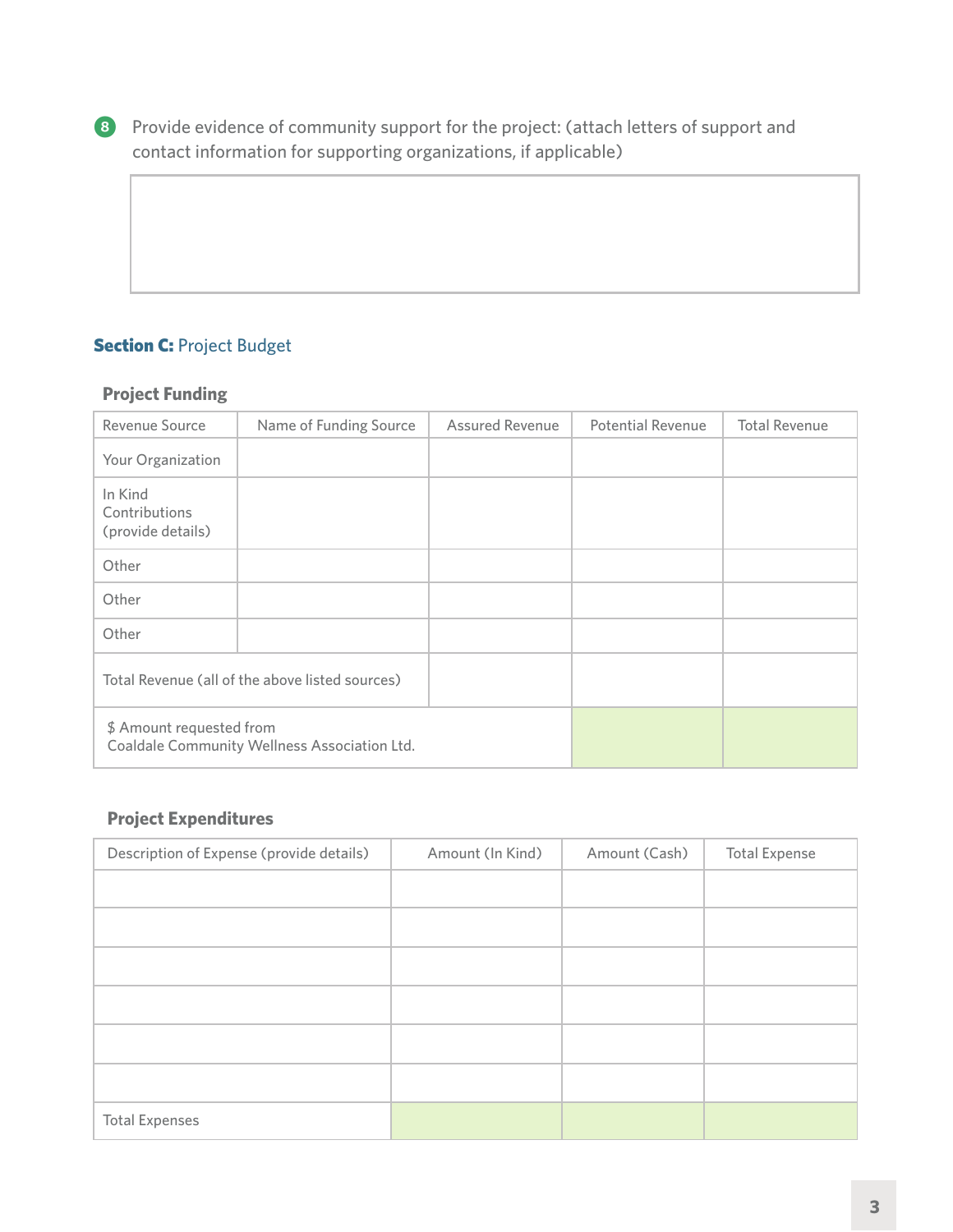8. Provide evidence of community support for the project: (attach letters of support and contact information for supporting organizations, if applicable)

| |
|---|
| |

## Section C: Project Budget

### Project Funding

| Revenue Source | Name of Funding Source | Assured Revenue | Potential Revenue | Total Revenue |
|---|---|---|---|---|
| Your Organization | | | | |
| In Kind Contributions (provide details) | | | | |
| Other | | | | |
| Other | | | | |
| Other | | | | |
| Total Revenue (all of the above listed sources) | | | | |
| $ Amount requested from Coaldale Community Wellness Association Ltd. | | | | |

### Project Expenditures

| Description of Expense (provide details) | Amount (In Kind) | Amount (Cash) | Total Expense |
|---|---|---|---|
| | | | |
| | | | |
| | | | |
| | | | |
| | | | |
| | | | |
| Total Expenses | | | |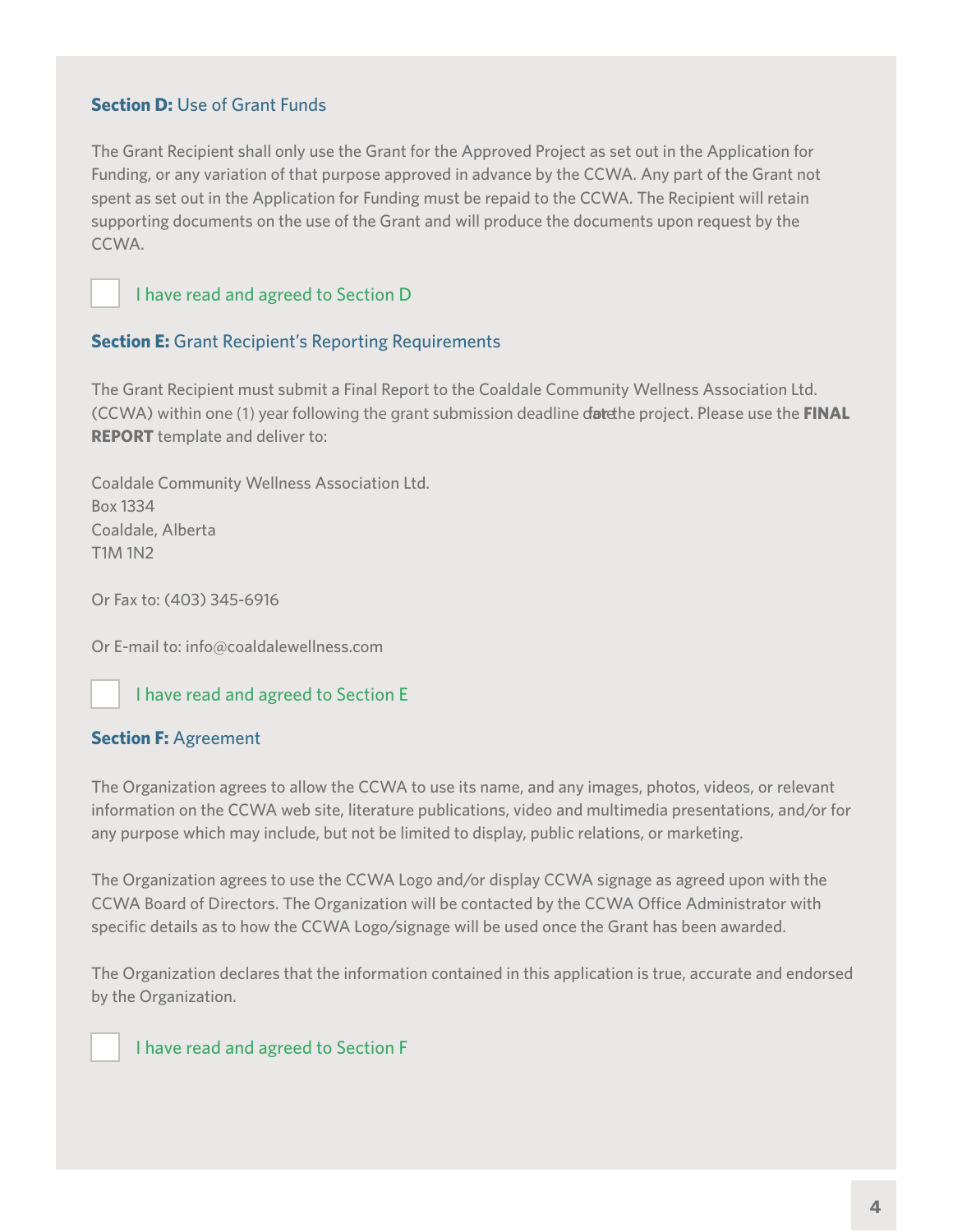**Section D:** Use of Grant Funds

The Grant Recipient shall only use the Grant for the Approved Project as set out in the Application for Funding, or any variation of that purpose approved in advance by the CCWA. Any part of the Grant not spent as set out in the Application for Funding must be repaid to the CCWA. The Recipient will retain supporting documents on the use of the Grant and will produce the documents upon request by the CCWA.

☐ I have read and agreed to Section D

**Section E:** Grant Recipient's Reporting Requirements

The Grant Recipient must submit a Final Report to the Coaldale Community Wellness Association Ltd. (CCWA) within one (1) year following the grant submission deadline date for the project. Please use the **FINAL REPORT** template and deliver to:

Coaldale Community Wellness Association Ltd.
Box 1334
Coaldale, Alberta
T1M 1N2

Or Fax to: (403) 345-6916

Or E-mail to: info@coaldalewellness.com

☐ I have read and agreed to Section E

**Section F:** Agreement

The Organization agrees to allow the CCWA to use its name, and any images, photos, videos, or relevant information on the CCWA web site, literature publications, video and multimedia presentations, and/or for any purpose which may include, but not be limited to display, public relations, or marketing.

The Organization agrees to use the CCWA Logo and/or display CCWA signage as agreed upon with the CCWA Board of Directors. The Organization will be contacted by the CCWA Office Administrator with specific details as to how the CCWA Logo/signage will be used once the Grant has been awarded.

The Organization declares that the information contained in this application is true, accurate and endorsed by the Organization.

☐ I have read and agreed to Section F